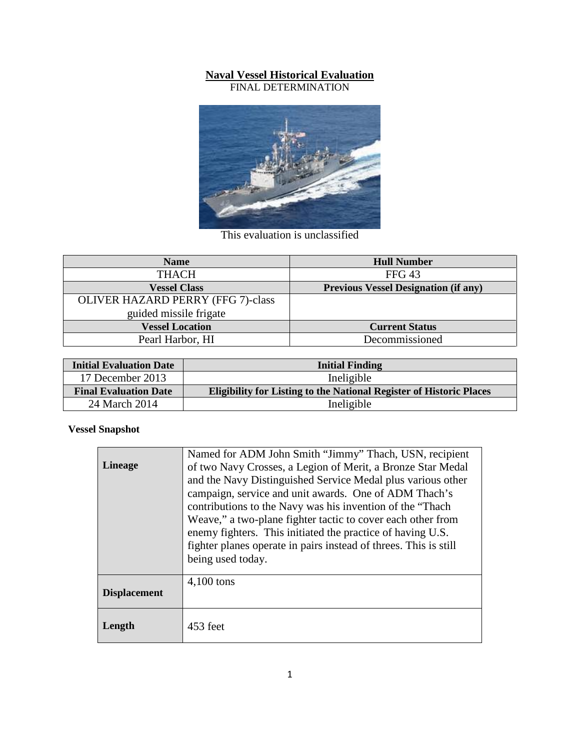# Naval Vessel Historical Evaluation

FINAL DETERMINATION

This evaluation is unclassified

| Name | Hull Number |
| --- | --- |
| THACH | FFG 43 |
| **Vessel Class** | **Previous Vessel Designation (if any)** |
| OLIVER HAZARD PERRY (FFG 7)-class guided missile frigate | |
| **Vessel Location** | **Current Status** |
| Pearl Harbor, HI | Decommissioned |

| Initial Evaluation Date | Initial Finding |
| --- | --- |
| 17 December 2013 | Ineligible |
| **Final Evaluation Date** | **Eligibility for Listing to the National Register of Historic Places** |
| 24 March 2014 | Ineligible |

**Vessel Snapshot**

| | |
| --- | --- |
| **Lineage** | Named for ADM John Smith "Jimmy" Thach, USN, recipient of two Navy Crosses, a Legion of Merit, a Bronze Star Medal and the Navy Distinguished Service Medal plus various other campaign, service and unit awards. One of ADM Thach's contributions to the Navy was his invention of the "Thach Weave," a two-plane fighter tactic to cover each other from enemy fighters. This initiated the practice of having U.S. fighter planes operate in pairs instead of threes. This is still being used today. |
| **Displacement** | 4,100 tons |
| **Length** | 453 feet |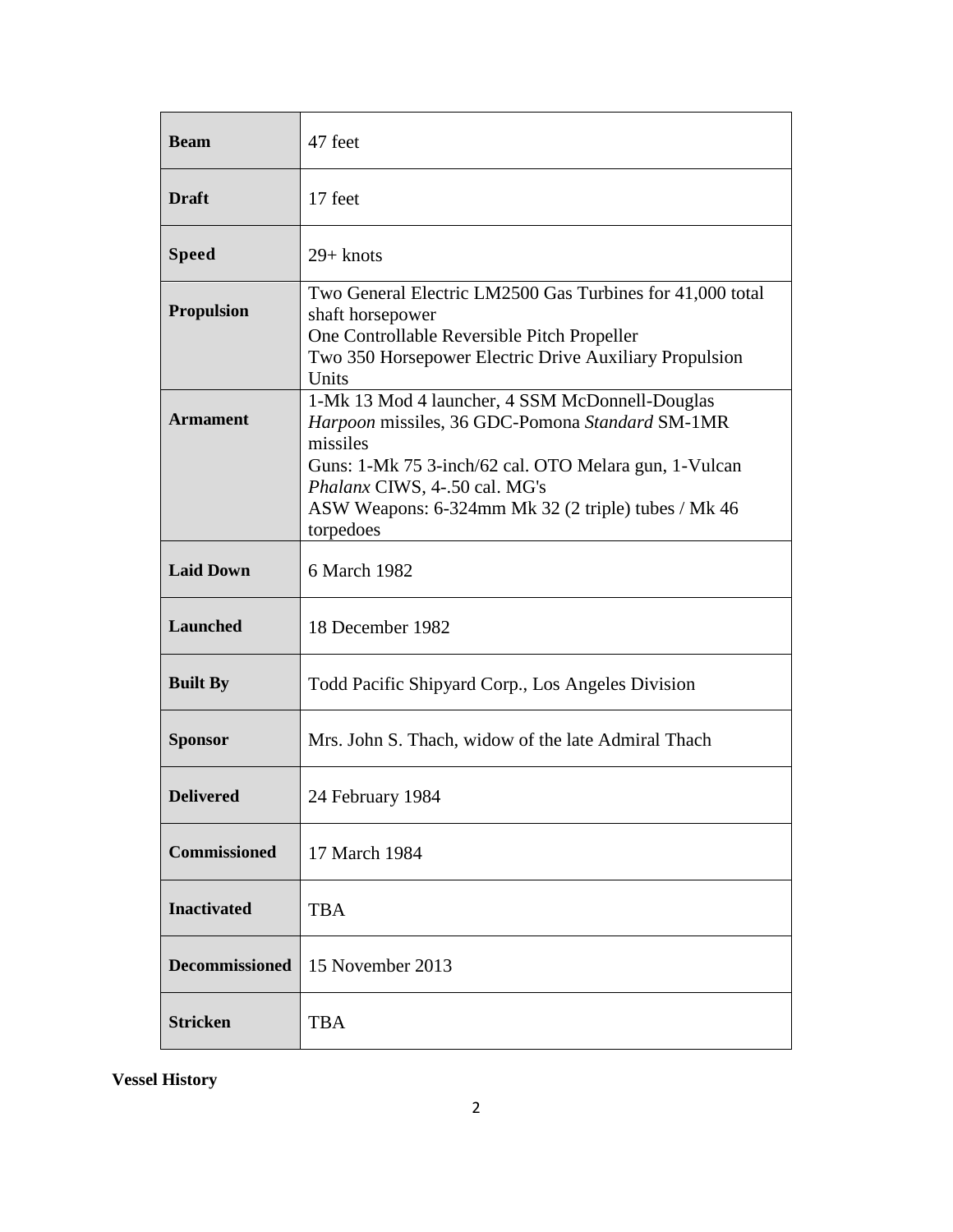| | |
|---|---|
| **Beam** | 47 feet |
| **Draft** | 17 feet |
| **Speed** | 29+ knots |
| **Propulsion** | Two General Electric LM2500 Gas Turbines for 41,000 total shaft horsepower<br>One Controllable Reversible Pitch Propeller<br>Two 350 Horsepower Electric Drive Auxiliary Propulsion Units |
| **Armament** | 1-Mk 13 Mod 4 launcher, 4 SSM McDonnell-Douglas *Harpoon* missiles, 36 GDC-Pomona *Standard* SM-1MR missiles<br>Guns: 1-Mk 75 3-inch/62 cal. OTO Melara gun, 1-Vulcan *Phalanx* CIWS, 4-.50 cal. MG's<br>ASW Weapons: 6-324mm Mk 32 (2 triple) tubes / Mk 46 torpedoes |
| **Laid Down** | 6 March 1982 |
| **Launched** | 18 December 1982 |
| **Built By** | Todd Pacific Shipyard Corp., Los Angeles Division |
| **Sponsor** | Mrs. John S. Thach, widow of the late Admiral Thach |
| **Delivered** | 24 February 1984 |
| **Commissioned** | 17 March 1984 |
| **Inactivated** | TBA |
| **Decommissioned** | 15 November 2013 |
| **Stricken** | TBA |

**Vessel History**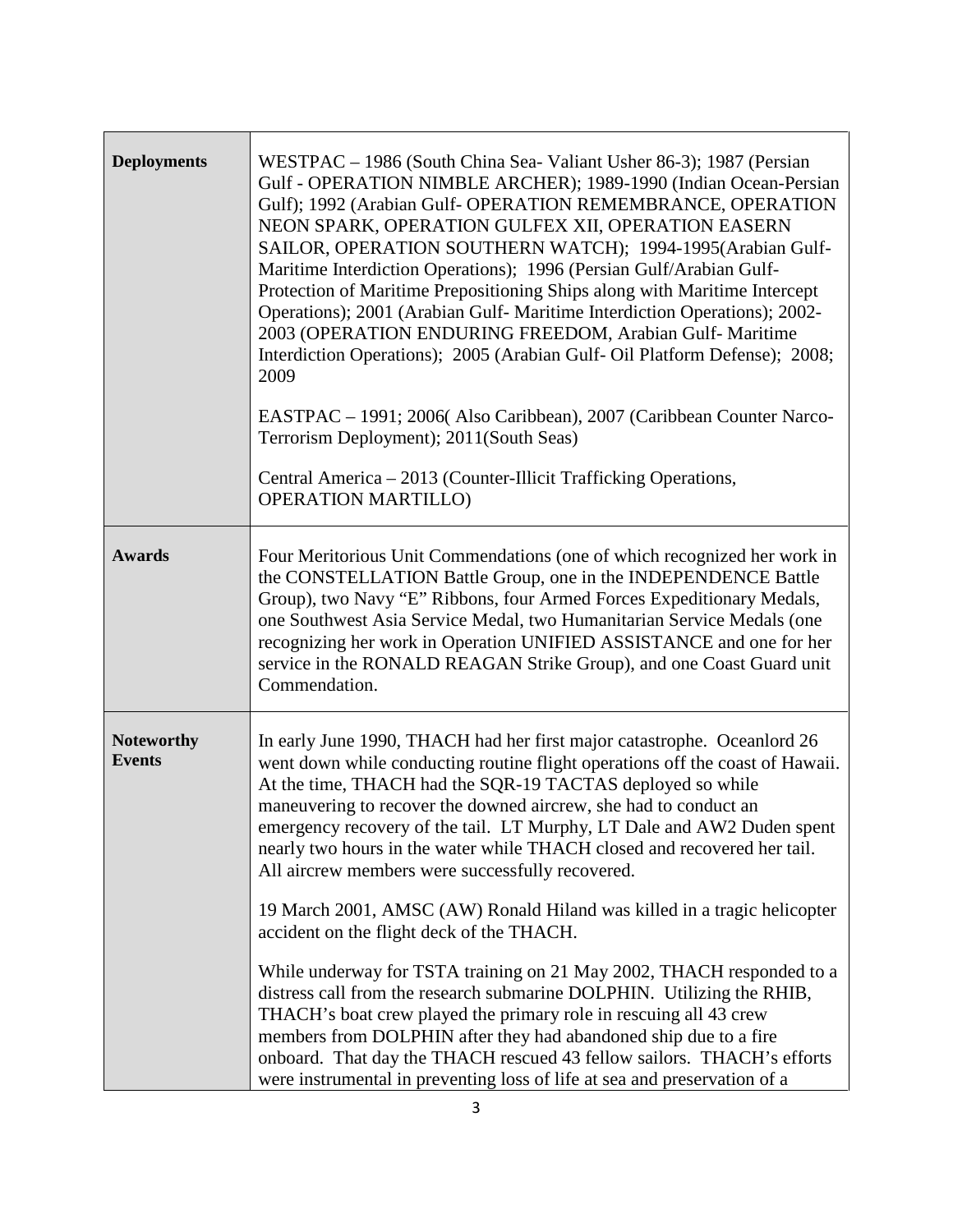| | |
|---|---|
| **Deployments** | WESTPAC – 1986 (South China Sea- Valiant Usher 86-3); 1987 (Persian Gulf - OPERATION NIMBLE ARCHER); 1989-1990 (Indian Ocean-Persian Gulf); 1992 (Arabian Gulf- OPERATION REMEMBRANCE, OPERATION NEON SPARK, OPERATION GULFEX XII, OPERATION EASERN SAILOR, OPERATION SOUTHERN WATCH); 1994-1995(Arabian Gulf- Maritime Interdiction Operations); 1996 (Persian Gulf/Arabian Gulf- Protection of Maritime Prepositioning Ships along with Maritime Intercept Operations); 2001 (Arabian Gulf- Maritime Interdiction Operations); 2002-2003 (OPERATION ENDURING FREEDOM, Arabian Gulf- Maritime Interdiction Operations); 2005 (Arabian Gulf- Oil Platform Defense); 2008; 2009<br><br>EASTPAC – 1991; 2006( Also Caribbean), 2007 (Caribbean Counter Narco-Terrorism Deployment); 2011(South Seas)<br><br>Central America – 2013 (Counter-Illicit Trafficking Operations, OPERATION MARTILLO) |
| **Awards** | Four Meritorious Unit Commendations (one of which recognized her work in the CONSTELLATION Battle Group, one in the INDEPENDENCE Battle Group), two Navy "E" Ribbons, four Armed Forces Expeditionary Medals, one Southwest Asia Service Medal, two Humanitarian Service Medals (one recognizing her work in Operation UNIFIED ASSISTANCE and one for her service in the RONALD REAGAN Strike Group), and one Coast Guard unit Commendation. |
| **Noteworthy Events** | In early June 1990, THACH had her first major catastrophe. Oceanlord 26 went down while conducting routine flight operations off the coast of Hawaii. At the time, THACH had the SQR-19 TACTAS deployed so while maneuvering to recover the downed aircrew, she had to conduct an emergency recovery of the tail. LT Murphy, LT Dale and AW2 Duden spent nearly two hours in the water while THACH closed and recovered her tail. All aircrew members were successfully recovered.<br><br>19 March 2001, AMSC (AW) Ronald Hiland was killed in a tragic helicopter accident on the flight deck of the THACH.<br><br>While underway for TSTA training on 21 May 2002, THACH responded to a distress call from the research submarine DOLPHIN. Utilizing the RHIB, THACH's boat crew played the primary role in rescuing all 43 crew members from DOLPHIN after they had abandoned ship due to a fire onboard. That day the THACH rescued 43 fellow sailors. THACH's efforts were instrumental in preventing loss of life at sea and preservation of a |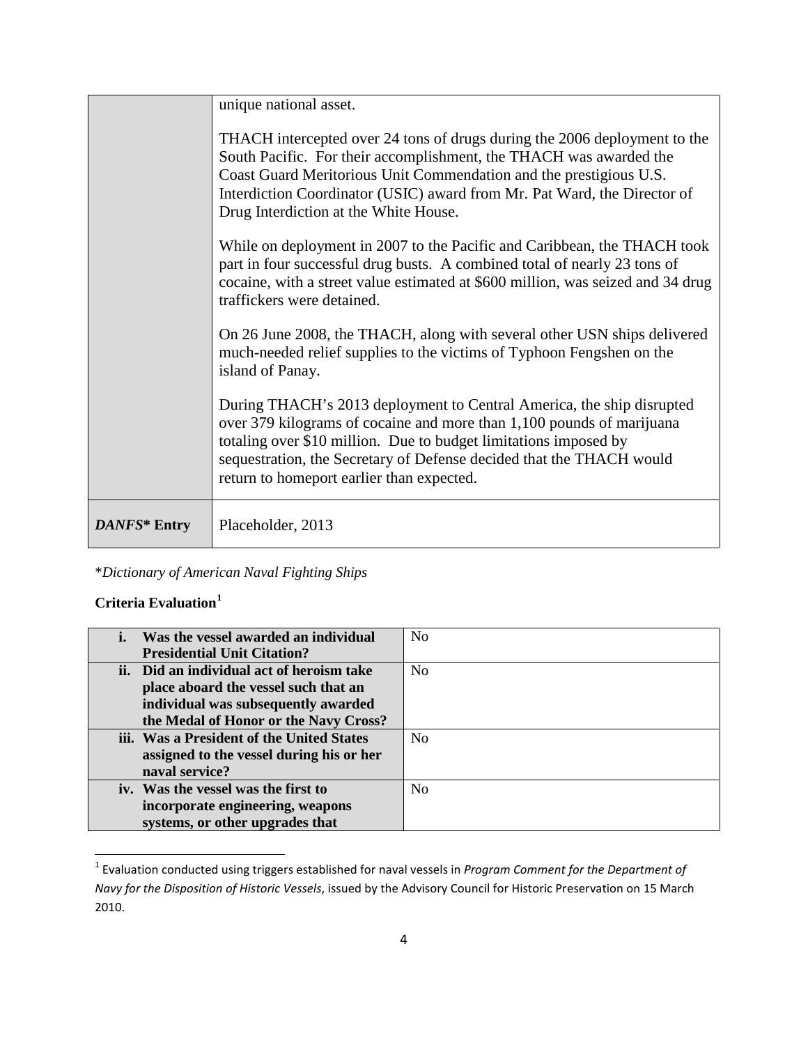| | |
|---|---|
| | unique national asset.<br><br>THACH intercepted over 24 tons of drugs during the 2006 deployment to the South Pacific. For their accomplishment, the THACH was awarded the Coast Guard Meritorious Unit Commendation and the prestigious U.S. Interdiction Coordinator (USIC) award from Mr. Pat Ward, the Director of Drug Interdiction at the White House.<br><br>While on deployment in 2007 to the Pacific and Caribbean, the THACH took part in four successful drug busts. A combined total of nearly 23 tons of cocaine, with a street value estimated at $600 million, was seized and 34 drug traffickers were detained.<br><br>On 26 June 2008, the THACH, along with several other USN ships delivered much-needed relief supplies to the victims of Typhoon Fengshen on the island of Panay.<br><br>During THACH's 2013 deployment to Central America, the ship disrupted over 379 kilograms of cocaine and more than 1,100 pounds of marijuana totaling over $10 million. Due to budget limitations imposed by sequestration, the Secretary of Defense decided that the THACH would return to homeport earlier than expected. |
| ***DANFS*\* Entry** | Placeholder, 2013 |

\**Dictionary of American Naval Fighting Ships*

**Criteria Evaluation[1]**

| | |
|---|---|
| **i. Was the vessel awarded an individual Presidential Unit Citation?** | No |
| **ii. Did an individual act of heroism take place aboard the vessel such that an individual was subsequently awarded the Medal of Honor or the Navy Cross?** | No |
| **iii. Was a President of the United States assigned to the vessel during his or her naval service?** | No |
| **iv. Was the vessel was the first to incorporate engineering, weapons systems, or other upgrades that** | No |

[1] Evaluation conducted using triggers established for naval vessels in *Program Comment for the Department of Navy for the Disposition of Historic Vessels*, issued by the Advisory Council for Historic Preservation on 15 March 2010.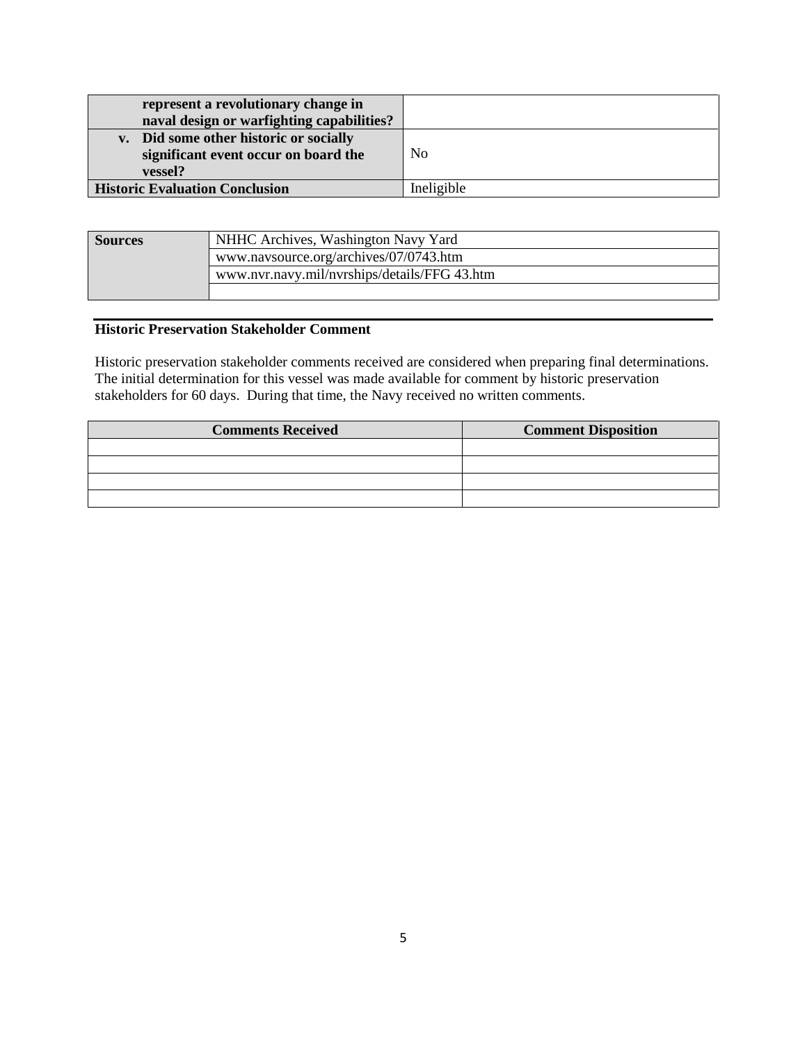| | |
|---|---|
| **represent a revolutionary change in naval design or warfighting capabilities?** | |
| **v. Did some other historic or socially significant event occur on board the vessel?** | No |
| **Historic Evaluation Conclusion** | Ineligible |

| | |
|---|---|
| **Sources** | NHHC Archives, Washington Navy Yard |
| | www.navsource.org/archives/07/0743.htm |
| | www.nvr.navy.mil/nvrships/details/FFG 43.htm |
| | |

## Historic Preservation Stakeholder Comment

Historic preservation stakeholder comments received are considered when preparing final determinations. The initial determination for this vessel was made available for comment by historic preservation stakeholders for 60 days. During that time, the Navy received no written comments.

| Comments Received | Comment Disposition |
|---|---|
| | |
| | |
| | |
| | |